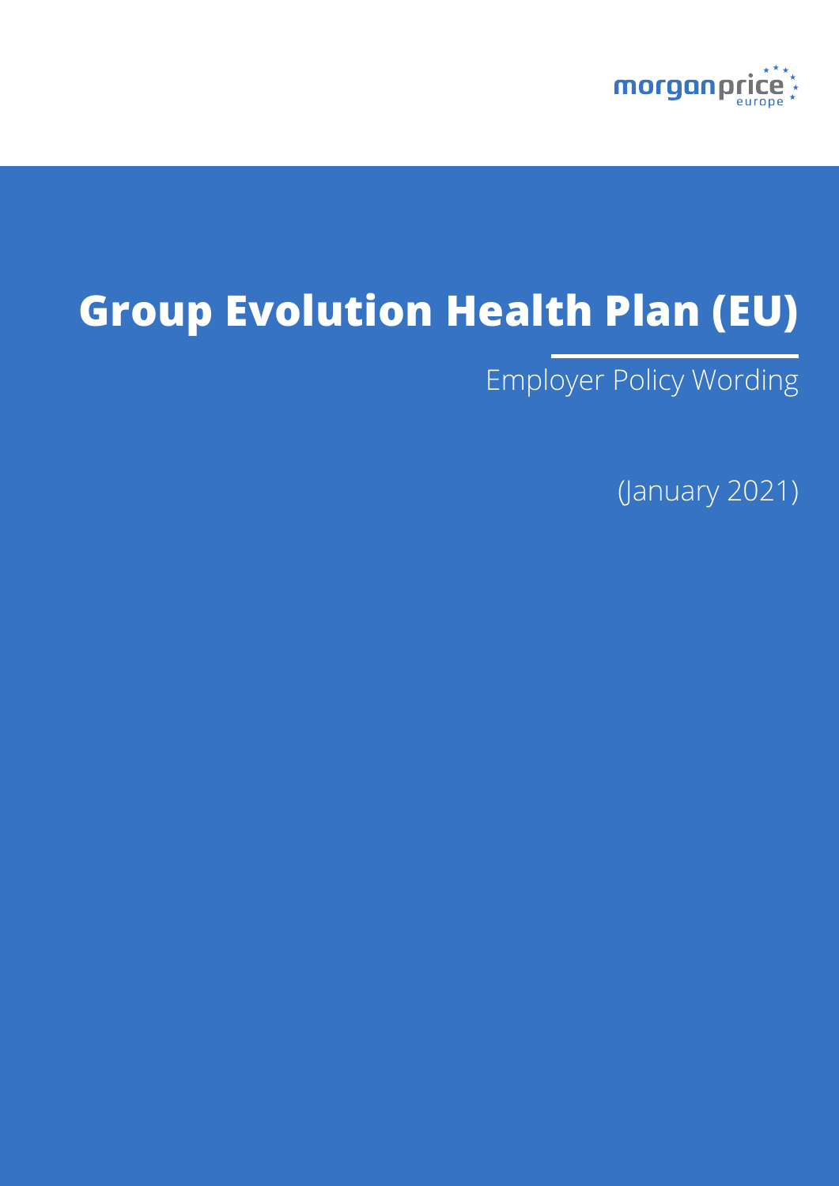morganprice europe

# Group Evolution Health Plan (EU)

Employer Policy Wording

(January 2021)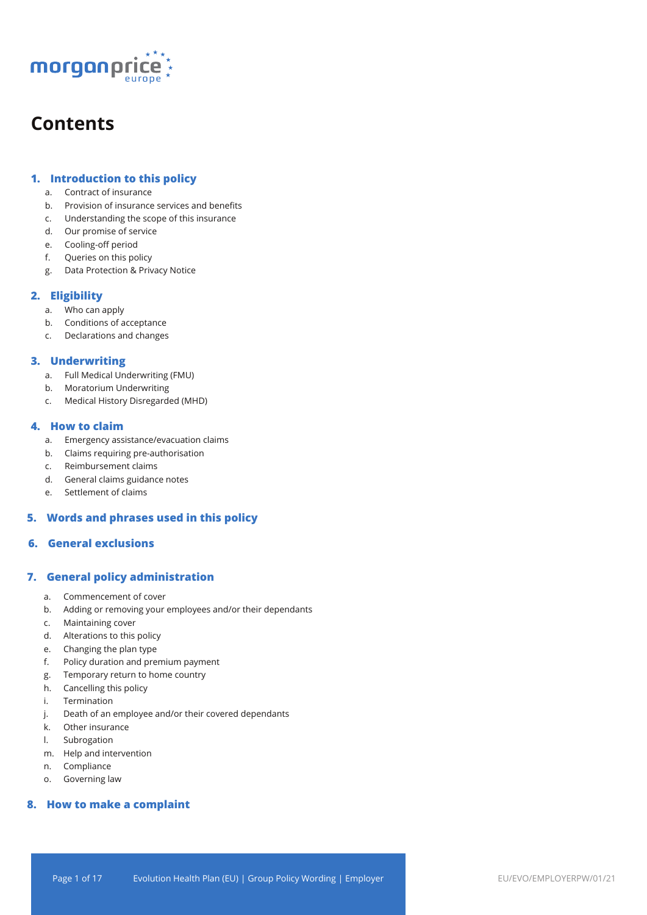# Contents

## 1. Introduction to this policy

a. Contract of insurance
b. Provision of insurance services and benefits
c. Understanding the scope of this insurance
d. Our promise of service
e. Cooling-off period
f. Queries on this policy
g. Data Protection & Privacy Notice

## 2. Eligibility

a. Who can apply
b. Conditions of acceptance
c. Declarations and changes

## 3. Underwriting

a. Full Medical Underwriting (FMU)
b. Moratorium Underwriting
c. Medical History Disregarded (MHD)

## 4. How to claim

a. Emergency assistance/evacuation claims
b. Claims requiring pre-authorisation
c. Reimbursement claims
d. General claims guidance notes
e. Settlement of claims

## 5. Words and phrases used in this policy

## 6. General exclusions

## 7. General policy administration

a. Commencement of cover
b. Adding or removing your employees and/or their dependants
c. Maintaining cover
d. Alterations to this policy
e. Changing the plan type
f. Policy duration and premium payment
g. Temporary return to home country
h. Cancelling this policy
i. Termination
j. Death of an employee and/or their covered dependants
k. Other insurance
l. Subrogation
m. Help and intervention
n. Compliance
o. Governing law

## 8. How to make a complaint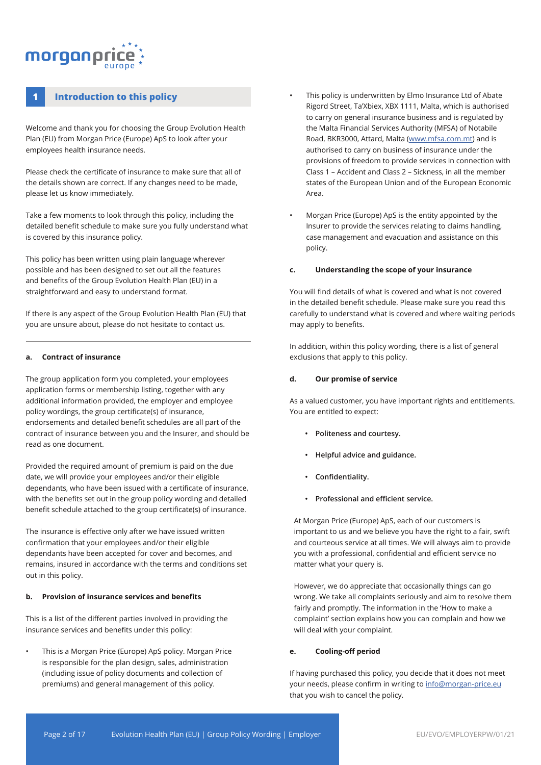## 1 Introduction to this policy

Welcome and thank you for choosing the Group Evolution Health Plan (EU) from Morgan Price (Europe) ApS to look after your employees health insurance needs.

Please check the certificate of insurance to make sure that all of the details shown are correct. If any changes need to be made, please let us know immediately.

Take a few moments to look through this policy, including the detailed benefit schedule to make sure you fully understand what is covered by this insurance policy.

This policy has been written using plain language wherever possible and has been designed to set out all the features and benefits of the Group Evolution Health Plan (EU) in a straightforward and easy to understand format.

If there is any aspect of the Group Evolution Health Plan (EU) that you are unsure about, please do not hesitate to contact us.

### a. Contract of insurance

The group application form you completed, your employees application forms or membership listing, together with any additional information provided, the employer and employee policy wordings, the group certificate(s) of insurance, endorsements and detailed benefit schedules are all part of the contract of insurance between you and the Insurer, and should be read as one document.

Provided the required amount of premium is paid on the due date, we will provide your employees and/or their eligible dependants, who have been issued with a certificate of insurance, with the benefits set out in the group policy wording and detailed benefit schedule attached to the group certificate(s) of insurance.

The insurance is effective only after we have issued written confirmation that your employees and/or their eligible dependants have been accepted for cover and becomes, and remains, insured in accordance with the terms and conditions set out in this policy.

### b. Provision of insurance services and benefits

This is a list of the different parties involved in providing the insurance services and benefits under this policy:

- This is a Morgan Price (Europe) ApS policy. Morgan Price is responsible for the plan design, sales, administration (including issue of policy documents and collection of premiums) and general management of this policy.
- This policy is underwritten by Elmo Insurance Ltd of Abate Rigord Street, Ta'Xbiex, XBX 1111, Malta, which is authorised to carry on general insurance business and is regulated by the Malta Financial Services Authority (MFSA) of Notabile Road, BKR3000, Attard, Malta (www.mfsa.com.mt) and is authorised to carry on business of insurance under the provisions of freedom to provide services in connection with Class 1 – Accident and Class 2 – Sickness, in all the member states of the European Union and of the European Economic Area.
- Morgan Price (Europe) ApS is the entity appointed by the Insurer to provide the services relating to claims handling, case management and evacuation and assistance on this policy.

### c. Understanding the scope of your insurance

You will find details of what is covered and what is not covered in the detailed benefit schedule. Please make sure you read this carefully to understand what is covered and where waiting periods may apply to benefits.

In addition, within this policy wording, there is a list of general exclusions that apply to this policy.

### d. Our promise of service

As a valued customer, you have important rights and entitlements. You are entitled to expect:

- **Politeness and courtesy.**
- **Helpful advice and guidance.**
- **Confidentiality.**
- **Professional and efficient service.**

At Morgan Price (Europe) ApS, each of our customers is important to us and we believe you have the right to a fair, swift and courteous service at all times. We will always aim to provide you with a professional, confidential and efficient service no matter what your query is.

However, we do appreciate that occasionally things can go wrong. We take all complaints seriously and aim to resolve them fairly and promptly. The information in the 'How to make a complaint' section explains how you can complain and how we will deal with your complaint.

### e. Cooling-off period

If having purchased this policy, you decide that it does not meet your needs, please confirm in writing to info@morgan-price.eu that you wish to cancel the policy.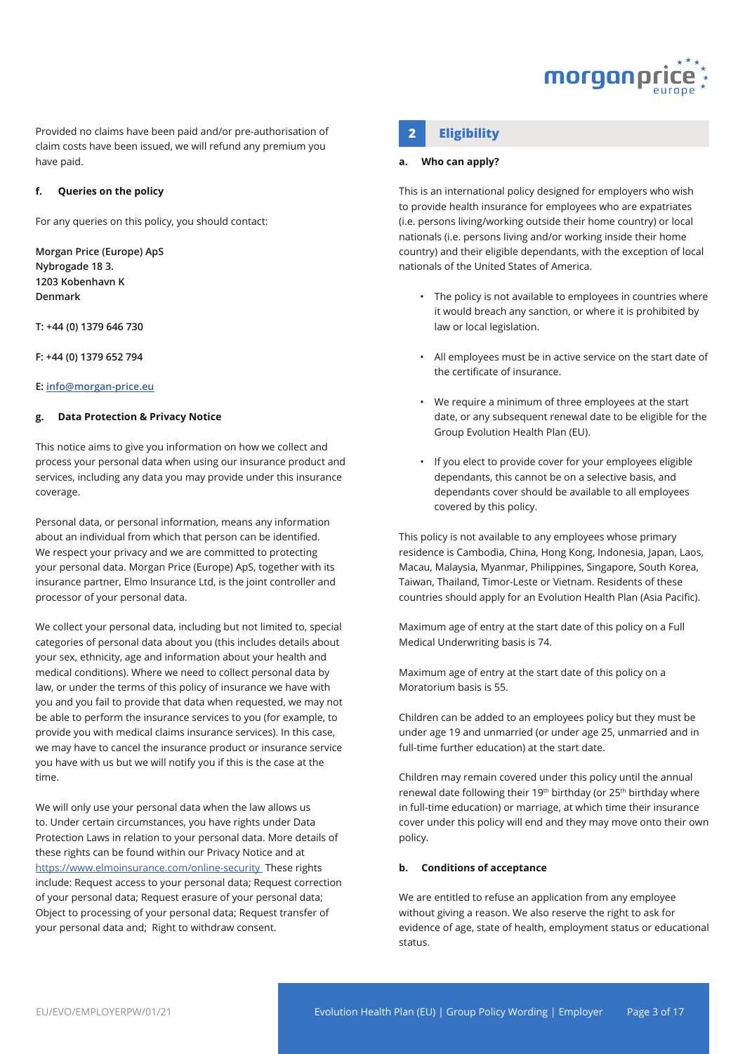Provided no claims have been paid and/or pre-authorisation of claim costs have been issued, we will refund any premium you have paid.

#### f. Queries on the policy

For any queries on this policy, you should contact:

**Morgan Price (Europe) ApS**
**Nybrogade 18 3.**
**1203 Kobenhavn K**
**Denmark**

**T: +44 (0) 1379 646 730**

**F: +44 (0) 1379 652 794**

**E: info@morgan-price.eu**

#### g. Data Protection & Privacy Notice

This notice aims to give you information on how we collect and process your personal data when using our insurance product and services, including any data you may provide under this insurance coverage.

Personal data, or personal information, means any information about an individual from which that person can be identified. We respect your privacy and we are committed to protecting your personal data. Morgan Price (Europe) ApS, together with its insurance partner, Elmo Insurance Ltd, is the joint controller and processor of your personal data.

We collect your personal data, including but not limited to, special categories of personal data about you (this includes details about your sex, ethnicity, age and information about your health and medical conditions). Where we need to collect personal data by law, or under the terms of this policy of insurance we have with you and you fail to provide that data when requested, we may not be able to perform the insurance services to you (for example, to provide you with medical claims insurance services). In this case, we may have to cancel the insurance product or insurance service you have with us but we will notify you if this is the case at the time.

We will only use your personal data when the law allows us to. Under certain circumstances, you have rights under Data Protection Laws in relation to your personal data. More details of these rights can be found within our Privacy Notice and at https://www.elmoinsurance.com/online-security These rights include: Request access to your personal data; Request correction of your personal data; Request erasure of your personal data; Object to processing of your personal data; Request transfer of your personal data and; Right to withdraw consent.

## 2 Eligibility

#### a. Who can apply?

This is an international policy designed for employers who wish to provide health insurance for employees who are expatriates (i.e. persons living/working outside their home country) or local nationals (i.e. persons living and/or working inside their home country) and their eligible dependants, with the exception of local nationals of the United States of America.

- The policy is not available to employees in countries where it would breach any sanction, or where it is prohibited by law or local legislation.
- All employees must be in active service on the start date of the certificate of insurance.
- We require a minimum of three employees at the start date, or any subsequent renewal date to be eligible for the Group Evolution Health Plan (EU).
- If you elect to provide cover for your employees eligible dependants, this cannot be on a selective basis, and dependants cover should be available to all employees covered by this policy.

This policy is not available to any employees whose primary residence is Cambodia, China, Hong Kong, Indonesia, Japan, Laos, Macau, Malaysia, Myanmar, Philippines, Singapore, South Korea, Taiwan, Thailand, Timor-Leste or Vietnam. Residents of these countries should apply for an Evolution Health Plan (Asia Pacific).

Maximum age of entry at the start date of this policy on a Full Medical Underwriting basis is 74.

Maximum age of entry at the start date of this policy on a Moratorium basis is 55.

Children can be added to an employees policy but they must be under age 19 and unmarried (or under age 25, unmarried and in full-time further education) at the start date.

Children may remain covered under this policy until the annual renewal date following their 19th birthday (or 25th birthday where in full-time education) or marriage, at which time their insurance cover under this policy will end and they may move onto their own policy.

#### b. Conditions of acceptance

We are entitled to refuse an application from any employee without giving a reason. We also reserve the right to ask for evidence of age, state of health, employment status or educational status.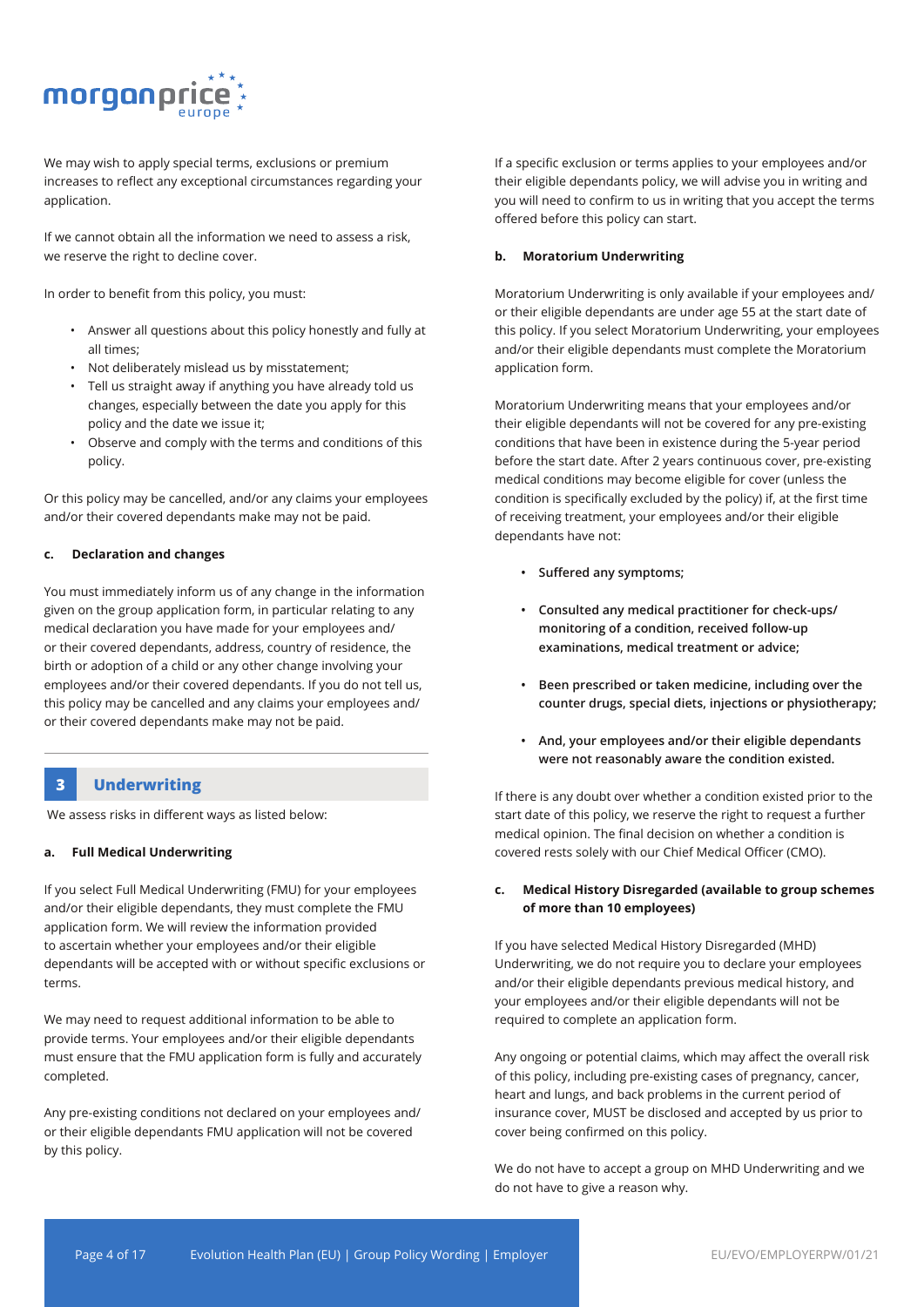We may wish to apply special terms, exclusions or premium increases to reflect any exceptional circumstances regarding your application.

If we cannot obtain all the information we need to assess a risk, we reserve the right to decline cover.

In order to benefit from this policy, you must:

- Answer all questions about this policy honestly and fully at all times;
- Not deliberately mislead us by misstatement;
- Tell us straight away if anything you have already told us changes, especially between the date you apply for this policy and the date we issue it;
- Observe and comply with the terms and conditions of this policy.

Or this policy may be cancelled, and/or any claims your employees and/or their covered dependants make may not be paid.

#### c. Declaration and changes

You must immediately inform us of any change in the information given on the group application form, in particular relating to any medical declaration you have made for your employees and/or their covered dependants, address, country of residence, the birth or adoption of a child or any other change involving your employees and/or their covered dependants. If you do not tell us, this policy may be cancelled and any claims your employees and/or their covered dependants make may not be paid.

## 3 Underwriting

We assess risks in different ways as listed below:

#### a. Full Medical Underwriting

If you select Full Medical Underwriting (FMU) for your employees and/or their eligible dependants, they must complete the FMU application form. We will review the information provided to ascertain whether your employees and/or their eligible dependants will be accepted with or without specific exclusions or terms.

We may need to request additional information to be able to provide terms. Your employees and/or their eligible dependants must ensure that the FMU application form is fully and accurately completed.

Any pre-existing conditions not declared on your employees and/or their eligible dependants FMU application will not be covered by this policy.

If a specific exclusion or terms applies to your employees and/or their eligible dependants policy, we will advise you in writing and you will need to confirm to us in writing that you accept the terms offered before this policy can start.

#### b. Moratorium Underwriting

Moratorium Underwriting is only available if your employees and/or their eligible dependants are under age 55 at the start date of this policy. If you select Moratorium Underwriting, your employees and/or their eligible dependants must complete the Moratorium application form.

Moratorium Underwriting means that your employees and/or their eligible dependants will not be covered for any pre-existing conditions that have been in existence during the 5-year period before the start date. After 2 years continuous cover, pre-existing medical conditions may become eligible for cover (unless the condition is specifically excluded by the policy) if, at the first time of receiving treatment, your employees and/or their eligible dependants have not:

- **Suffered any symptoms;**
- **Consulted any medical practitioner for check-ups/monitoring of a condition, received follow-up examinations, medical treatment or advice;**
- **Been prescribed or taken medicine, including over the counter drugs, special diets, injections or physiotherapy;**
- **And, your employees and/or their eligible dependants were not reasonably aware the condition existed.**

If there is any doubt over whether a condition existed prior to the start date of this policy, we reserve the right to request a further medical opinion. The final decision on whether a condition is covered rests solely with our Chief Medical Officer (CMO).

#### c. Medical History Disregarded (available to group schemes of more than 10 employees)

If you have selected Medical History Disregarded (MHD) Underwriting, we do not require you to declare your employees and/or their eligible dependants previous medical history, and your employees and/or their eligible dependants will not be required to complete an application form.

Any ongoing or potential claims, which may affect the overall risk of this policy, including pre-existing cases of pregnancy, cancer, heart and lungs, and back problems in the current period of insurance cover, MUST be disclosed and accepted by us prior to cover being confirmed on this policy.

We do not have to accept a group on MHD Underwriting and we do not have to give a reason why.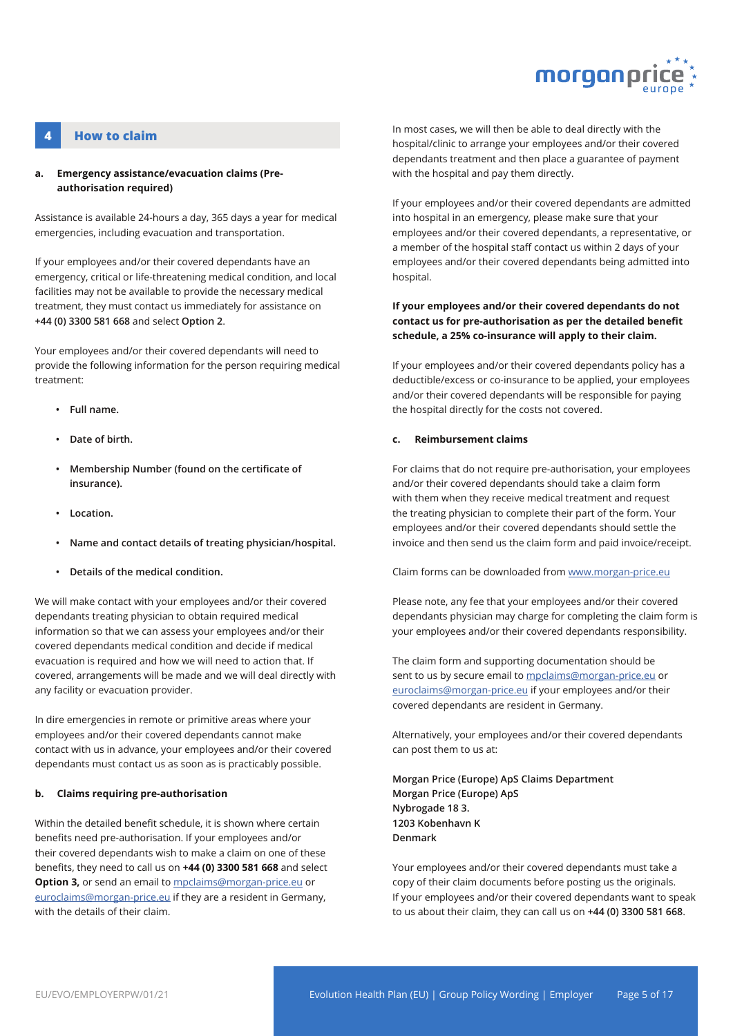## 4 How to claim

**a. Emergency assistance/evacuation claims (Pre-authorisation required)**

Assistance is available 24-hours a day, 365 days a year for medical emergencies, including evacuation and transportation.

If your employees and/or their covered dependants have an emergency, critical or life-threatening medical condition, and local facilities may not be available to provide the necessary medical treatment, they must contact us immediately for assistance on +44 (0) 3300 581 668 and select Option 2.

Your employees and/or their covered dependants will need to provide the following information for the person requiring medical treatment:

- Full name.
- Date of birth.
- Membership Number (found on the certificate of insurance).
- Location.
- Name and contact details of treating physician/hospital.
- Details of the medical condition.

We will make contact with your employees and/or their covered dependants treating physician to obtain required medical information so that we can assess your employees and/or their covered dependants medical condition and decide if medical evacuation is required and how we will need to action that. If covered, arrangements will be made and we will deal directly with any facility or evacuation provider.

In dire emergencies in remote or primitive areas where your employees and/or their covered dependants cannot make contact with us in advance, your employees and/or their covered dependants must contact us as soon as is practicably possible.

**b. Claims requiring pre-authorisation**

Within the detailed benefit schedule, it is shown where certain benefits need pre-authorisation. If your employees and/or their covered dependants wish to make a claim on one of these benefits, they need to call us on **+44 (0) 3300 581 668** and select **Option 3,** or send an email to mpclaims@morgan-price.eu or euroclaims@morgan-price.eu if they are a resident in Germany, with the details of their claim.

In most cases, we will then be able to deal directly with the hospital/clinic to arrange your employees and/or their covered dependants treatment and then place a guarantee of payment with the hospital and pay them directly.

If your employees and/or their covered dependants are admitted into hospital in an emergency, please make sure that your employees and/or their covered dependants, a representative, or a member of the hospital staff contact us within 2 days of your employees and/or their covered dependants being admitted into hospital.

**If your employees and/or their covered dependants do not contact us for pre-authorisation as per the detailed benefit schedule, a 25% co-insurance will apply to their claim.**

If your employees and/or their covered dependants policy has a deductible/excess or co-insurance to be applied, your employees and/or their covered dependants will be responsible for paying the hospital directly for the costs not covered.

**c. Reimbursement claims**

For claims that do not require pre-authorisation, your employees and/or their covered dependants should take a claim form with them when they receive medical treatment and request the treating physician to complete their part of the form. Your employees and/or their covered dependants should settle the invoice and then send us the claim form and paid invoice/receipt.

Claim forms can be downloaded from www.morgan-price.eu

Please note, any fee that your employees and/or their covered dependants physician may charge for completing the claim form is your employees and/or their covered dependants responsibility.

The claim form and supporting documentation should be sent to us by secure email to mpclaims@morgan-price.eu or euroclaims@morgan-price.eu if your employees and/or their covered dependants are resident in Germany.

Alternatively, your employees and/or their covered dependants can post them to us at:

**Morgan Price (Europe) ApS Claims Department**
**Morgan Price (Europe) ApS**
**Nybrogade 18 3.**
**1203 Kobenhavn K**
**Denmark**

Your employees and/or their covered dependants must take a copy of their claim documents before posting us the originals. If your employees and/or their covered dependants want to speak to us about their claim, they can call us on **+44 (0) 3300 581 668**.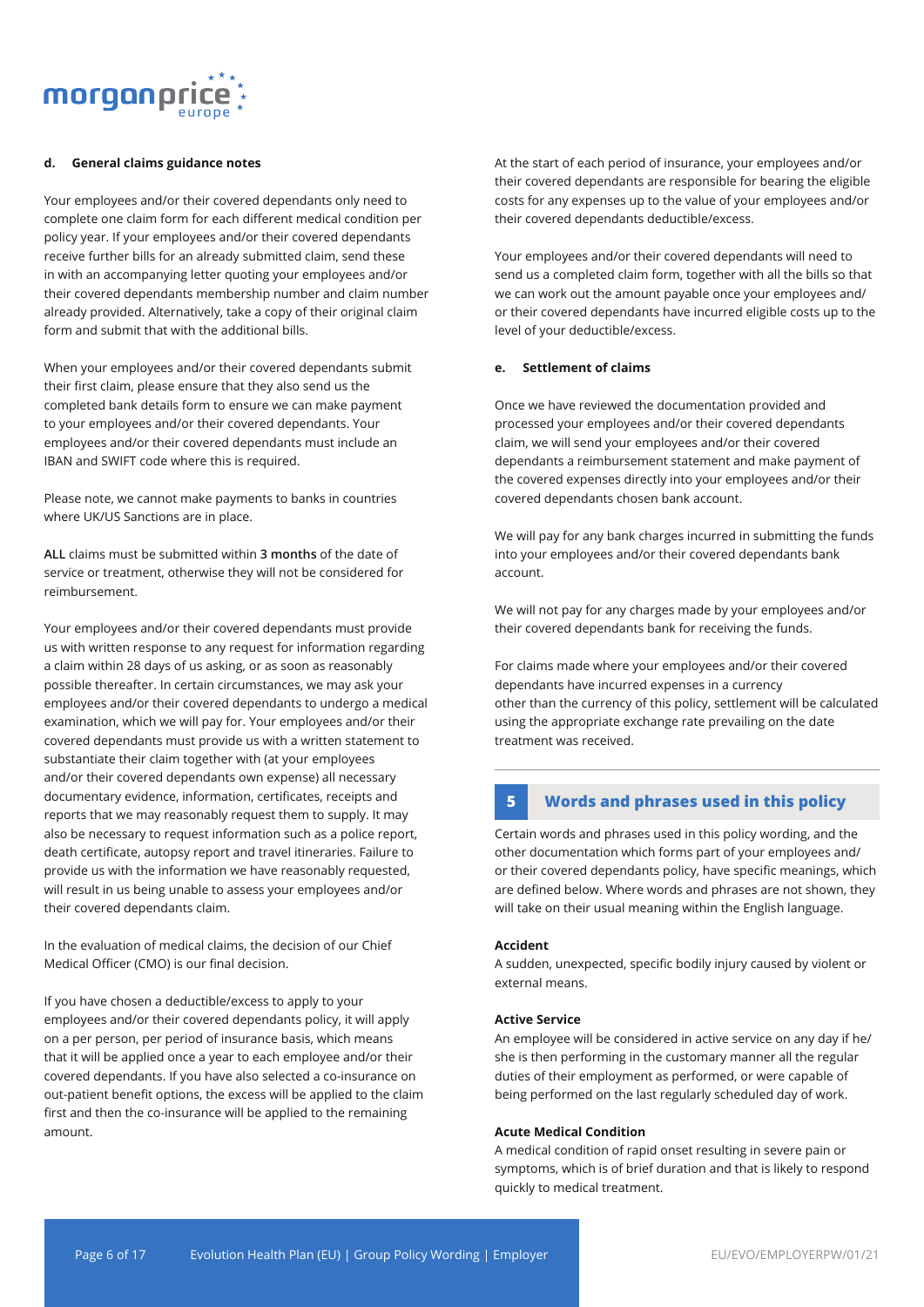### d. General claims guidance notes

Your employees and/or their covered dependants only need to complete one claim form for each different medical condition per policy year. If your employees and/or their covered dependants receive further bills for an already submitted claim, send these in with an accompanying letter quoting your employees and/or their covered dependants membership number and claim number already provided. Alternatively, take a copy of their original claim form and submit that with the additional bills.

When your employees and/or their covered dependants submit their first claim, please ensure that they also send us the completed bank details form to ensure we can make payment to your employees and/or their covered dependants. Your employees and/or their covered dependants must include an IBAN and SWIFT code where this is required.

Please note, we cannot make payments to banks in countries where UK/US Sanctions are in place.

**ALL** claims must be submitted within **3 months** of the date of service or treatment, otherwise they will not be considered for reimbursement.

Your employees and/or their covered dependants must provide us with written response to any request for information regarding a claim within 28 days of us asking, or as soon as reasonably possible thereafter. In certain circumstances, we may ask your employees and/or their covered dependants to undergo a medical examination, which we will pay for. Your employees and/or their covered dependants must provide us with a written statement to substantiate their claim together with (at your employees and/or their covered dependants own expense) all necessary documentary evidence, information, certificates, receipts and reports that we may reasonably request them to supply. It may also be necessary to request information such as a police report, death certificate, autopsy report and travel itineraries. Failure to provide us with the information we have reasonably requested, will result in us being unable to assess your employees and/or their covered dependants claim.

In the evaluation of medical claims, the decision of our Chief Medical Officer (CMO) is our final decision.

If you have chosen a deductible/excess to apply to your employees and/or their covered dependants policy, it will apply on a per person, per period of insurance basis, which means that it will be applied once a year to each employee and/or their covered dependants. If you have also selected a co-insurance on out-patient benefit options, the excess will be applied to the claim first and then the co-insurance will be applied to the remaining amount.

At the start of each period of insurance, your employees and/or their covered dependants are responsible for bearing the eligible costs for any expenses up to the value of your employees and/or their covered dependants deductible/excess.

Your employees and/or their covered dependants will need to send us a completed claim form, together with all the bills so that we can work out the amount payable once your employees and/or their covered dependants have incurred eligible costs up to the level of your deductible/excess.

### e. Settlement of claims

Once we have reviewed the documentation provided and processed your employees and/or their covered dependants claim, we will send your employees and/or their covered dependants a reimbursement statement and make payment of the covered expenses directly into your employees and/or their covered dependants chosen bank account.

We will pay for any bank charges incurred in submitting the funds into your employees and/or their covered dependants bank account.

We will not pay for any charges made by your employees and/or their covered dependants bank for receiving the funds.

For claims made where your employees and/or their covered dependants have incurred expenses in a currency other than the currency of this policy, settlement will be calculated using the appropriate exchange rate prevailing on the date treatment was received.

## 5 Words and phrases used in this policy

Certain words and phrases used in this policy wording, and the other documentation which forms part of your employees and/or their covered dependants policy, have specific meanings, which are defined below. Where words and phrases are not shown, they will take on their usual meaning within the English language.

**Accident**
A sudden, unexpected, specific bodily injury caused by violent or external means.

**Active Service**
An employee will be considered in active service on any day if he/she is then performing in the customary manner all the regular duties of their employment as performed, or were capable of being performed on the last regularly scheduled day of work.

**Acute Medical Condition**
A medical condition of rapid onset resulting in severe pain or symptoms, which is of brief duration and that is likely to respond quickly to medical treatment.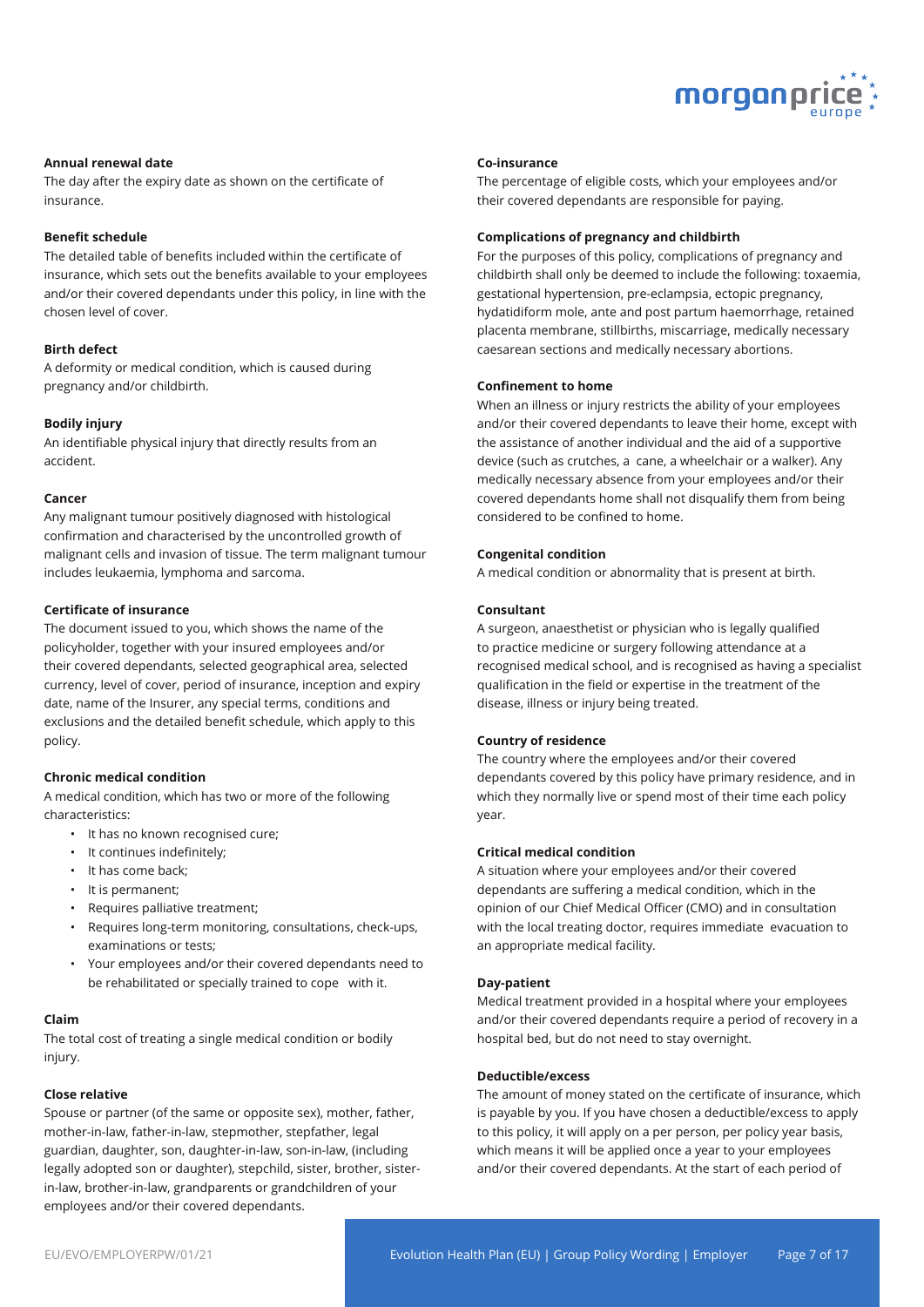**Annual renewal date**

The day after the expiry date as shown on the certificate of insurance.

**Benefit schedule**

The detailed table of benefits included within the certificate of insurance, which sets out the benefits available to your employees and/or their covered dependants under this policy, in line with the chosen level of cover.

**Birth defect**

A deformity or medical condition, which is caused during pregnancy and/or childbirth.

**Bodily injury**

An identifiable physical injury that directly results from an accident.

**Cancer**

Any malignant tumour positively diagnosed with histological confirmation and characterised by the uncontrolled growth of malignant cells and invasion of tissue. The term malignant tumour includes leukaemia, lymphoma and sarcoma.

**Certificate of insurance**

The document issued to you, which shows the name of the policyholder, together with your insured employees and/or their covered dependants, selected geographical area, selected currency, level of cover, period of insurance, inception and expiry date, name of the Insurer, any special terms, conditions and exclusions and the detailed benefit schedule, which apply to this policy.

**Chronic medical condition**

A medical condition, which has two or more of the following characteristics:

- It has no known recognised cure;
- It continues indefinitely;
- It has come back;
- It is permanent;
- Requires palliative treatment;
- Requires long-term monitoring, consultations, check-ups, examinations or tests;
- Your employees and/or their covered dependants need to be rehabilitated or specially trained to cope with it.

**Claim**

The total cost of treating a single medical condition or bodily injury.

**Close relative**

Spouse or partner (of the same or opposite sex), mother, father, mother-in-law, father-in-law, stepmother, stepfather, legal guardian, daughter, son, daughter-in-law, son-in-law, (including legally adopted son or daughter), stepchild, sister, brother, sister-in-law, brother-in-law, grandparents or grandchildren of your employees and/or their covered dependants.

**Co-insurance**

The percentage of eligible costs, which your employees and/or their covered dependants are responsible for paying.

**Complications of pregnancy and childbirth**

For the purposes of this policy, complications of pregnancy and childbirth shall only be deemed to include the following: toxaemia, gestational hypertension, pre-eclampsia, ectopic pregnancy, hydatidiform mole, ante and post partum haemorrhage, retained placenta membrane, stillbirths, miscarriage, medically necessary caesarean sections and medically necessary abortions.

**Confinement to home**

When an illness or injury restricts the ability of your employees and/or their covered dependants to leave their home, except with the assistance of another individual and the aid of a supportive device (such as crutches, a cane, a wheelchair or a walker). Any medically necessary absence from your employees and/or their covered dependants home shall not disqualify them from being considered to be confined to home.

**Congenital condition**

A medical condition or abnormality that is present at birth.

**Consultant**

A surgeon, anaesthetist or physician who is legally qualified to practice medicine or surgery following attendance at a recognised medical school, and is recognised as having a specialist qualification in the field or expertise in the treatment of the disease, illness or injury being treated.

**Country of residence**

The country where the employees and/or their covered dependants covered by this policy have primary residence, and in which they normally live or spend most of their time each policy year.

**Critical medical condition**

A situation where your employees and/or their covered dependants are suffering a medical condition, which in the opinion of our Chief Medical Officer (CMO) and in consultation with the local treating doctor, requires immediate evacuation to an appropriate medical facility.

**Day-patient**

Medical treatment provided in a hospital where your employees and/or their covered dependants require a period of recovery in a hospital bed, but do not need to stay overnight.

**Deductible/excess**

The amount of money stated on the certificate of insurance, which is payable by you. If you have chosen a deductible/excess to apply to this policy, it will apply on a per person, per policy year basis, which means it will be applied once a year to your employees and/or their covered dependants. At the start of each period of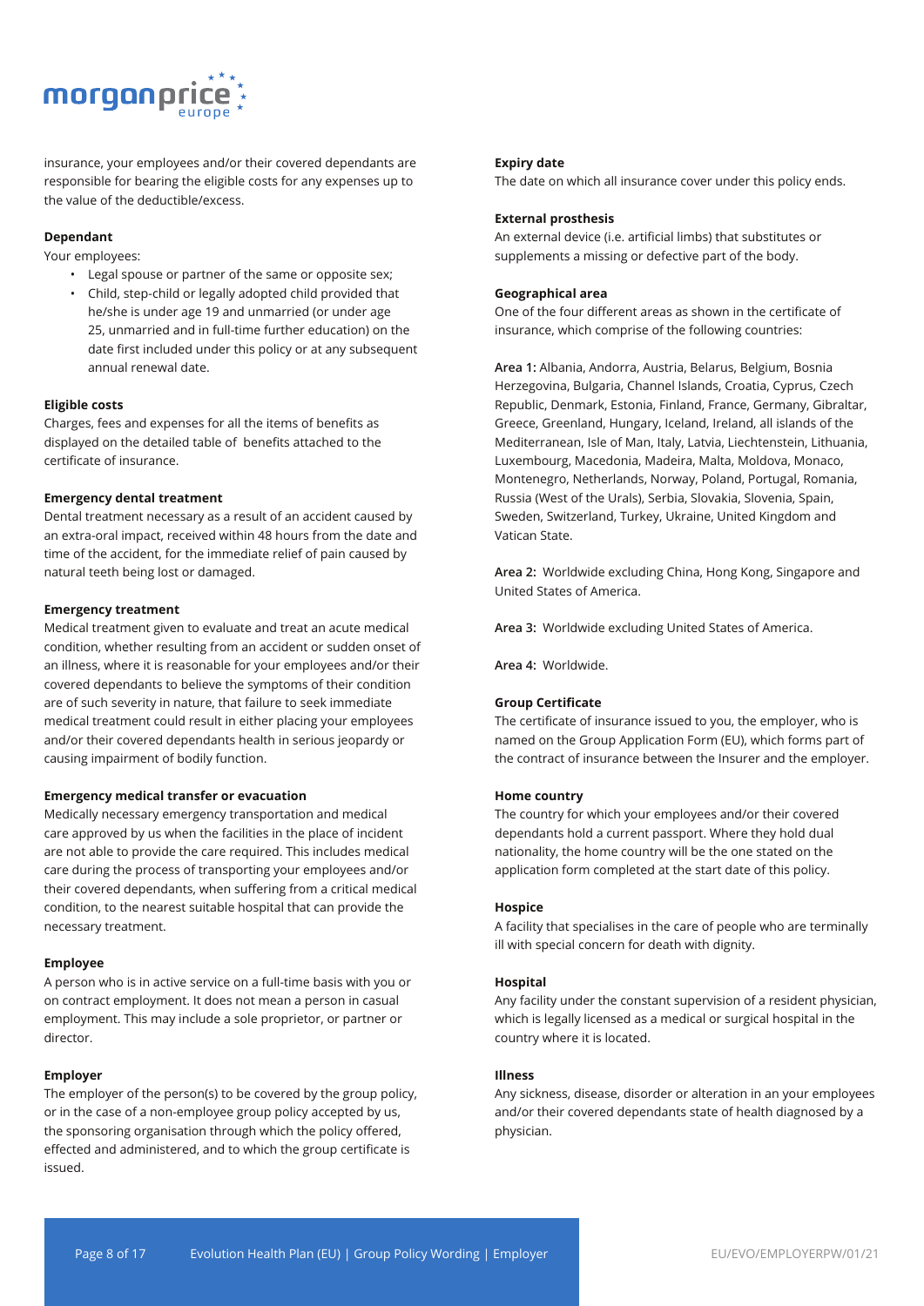insurance, your employees and/or their covered dependants are responsible for bearing the eligible costs for any expenses up to the value of the deductible/excess.

**Dependant**

Your employees:

- Legal spouse or partner of the same or opposite sex;
- Child, step-child or legally adopted child provided that he/she is under age 19 and unmarried (or under age 25, unmarried and in full-time further education) on the date first included under this policy or at any subsequent annual renewal date.

**Eligible costs**

Charges, fees and expenses for all the items of benefits as displayed on the detailed table of benefits attached to the certificate of insurance.

**Emergency dental treatment**

Dental treatment necessary as a result of an accident caused by an extra-oral impact, received within 48 hours from the date and time of the accident, for the immediate relief of pain caused by natural teeth being lost or damaged.

**Emergency treatment**

Medical treatment given to evaluate and treat an acute medical condition, whether resulting from an accident or sudden onset of an illness, where it is reasonable for your employees and/or their covered dependants to believe the symptoms of their condition are of such severity in nature, that failure to seek immediate medical treatment could result in either placing your employees and/or their covered dependants health in serious jeopardy or causing impairment of bodily function.

**Emergency medical transfer or evacuation**

Medically necessary emergency transportation and medical care approved by us when the facilities in the place of incident are not able to provide the care required. This includes medical care during the process of transporting your employees and/or their covered dependants, when suffering from a critical medical condition, to the nearest suitable hospital that can provide the necessary treatment.

**Employee**

A person who is in active service on a full-time basis with you or on contract employment. It does not mean a person in casual employment. This may include a sole proprietor, or partner or director.

**Employer**

The employer of the person(s) to be covered by the group policy, or in the case of a non-employee group policy accepted by us, the sponsoring organisation through which the policy offered, effected and administered, and to which the group certificate is issued.

**Expiry date**

The date on which all insurance cover under this policy ends.

**External prosthesis**

An external device (i.e. artificial limbs) that substitutes or supplements a missing or defective part of the body.

**Geographical area**

One of the four different areas as shown in the certificate of insurance, which comprise of the following countries:

**Area 1:** Albania, Andorra, Austria, Belarus, Belgium, Bosnia Herzegovina, Bulgaria, Channel Islands, Croatia, Cyprus, Czech Republic, Denmark, Estonia, Finland, France, Germany, Gibraltar, Greece, Greenland, Hungary, Iceland, Ireland, all islands of the Mediterranean, Isle of Man, Italy, Latvia, Liechtenstein, Lithuania, Luxembourg, Macedonia, Madeira, Malta, Moldova, Monaco, Montenegro, Netherlands, Norway, Poland, Portugal, Romania, Russia (West of the Urals), Serbia, Slovakia, Slovenia, Spain, Sweden, Switzerland, Turkey, Ukraine, United Kingdom and Vatican State.

**Area 2:** Worldwide excluding China, Hong Kong, Singapore and United States of America.

**Area 3:** Worldwide excluding United States of America.

**Area 4:** Worldwide.

**Group Certificate**

The certificate of insurance issued to you, the employer, who is named on the Group Application Form (EU), which forms part of the contract of insurance between the Insurer and the employer.

**Home country**

The country for which your employees and/or their covered dependants hold a current passport. Where they hold dual nationality, the home country will be the one stated on the application form completed at the start date of this policy.

**Hospice**

A facility that specialises in the care of people who are terminally ill with special concern for death with dignity.

**Hospital**

Any facility under the constant supervision of a resident physician, which is legally licensed as a medical or surgical hospital in the country where it is located.

**Illness**

Any sickness, disease, disorder or alteration in an your employees and/or their covered dependants state of health diagnosed by a physician.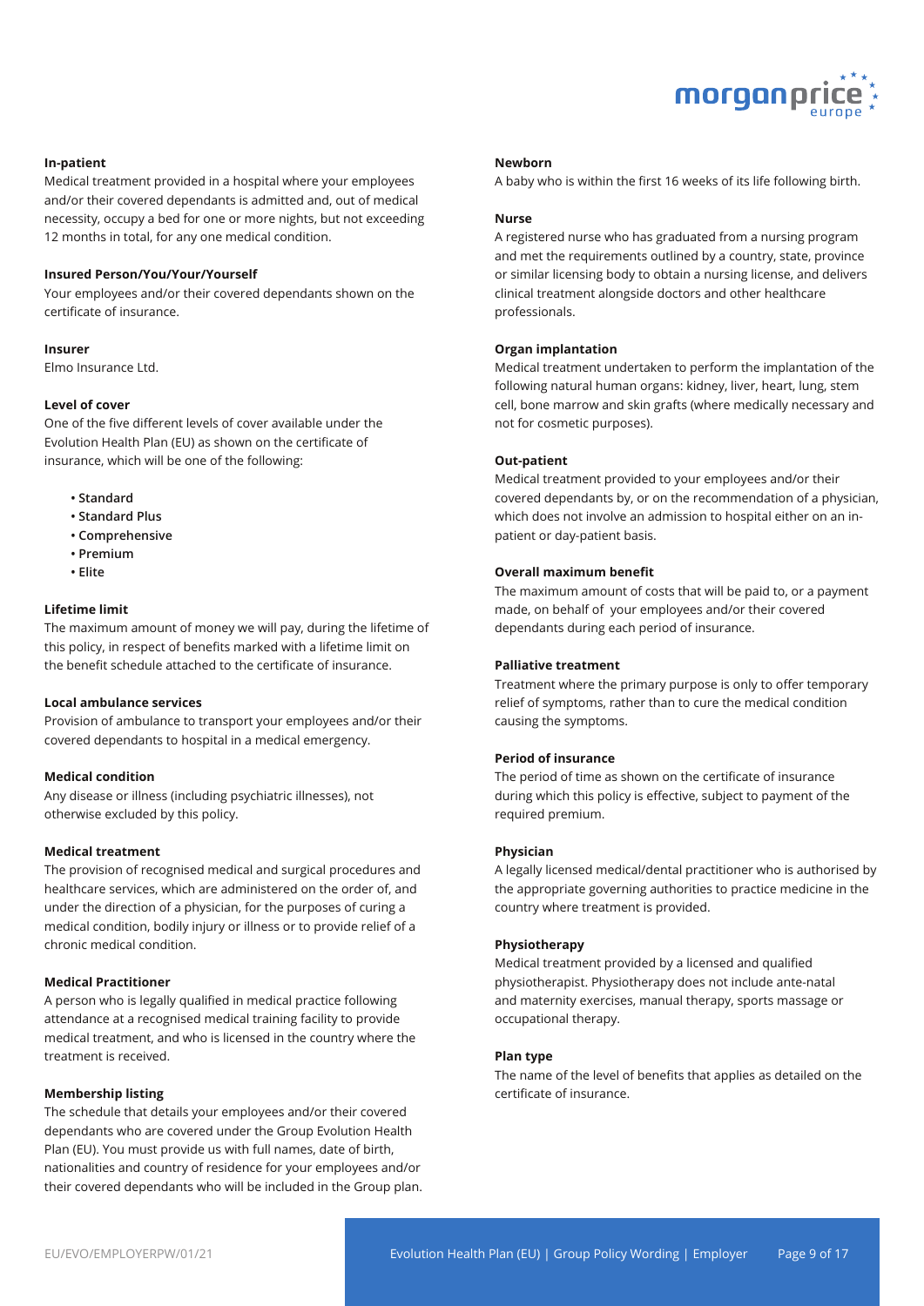**In-patient**

Medical treatment provided in a hospital where your employees and/or their covered dependants is admitted and, out of medical necessity, occupy a bed for one or more nights, but not exceeding 12 months in total, for any one medical condition.

**Insured Person/You/Your/Yourself**

Your employees and/or their covered dependants shown on the certificate of insurance.

**Insurer**

Elmo Insurance Ltd.

**Level of cover**

One of the five different levels of cover available under the Evolution Health Plan (EU) as shown on the certificate of insurance, which will be one of the following:

- Standard
- Standard Plus
- Comprehensive
- Premium
- Elite

**Lifetime limit**

The maximum amount of money we will pay, during the lifetime of this policy, in respect of benefits marked with a lifetime limit on the benefit schedule attached to the certificate of insurance.

**Local ambulance services**

Provision of ambulance to transport your employees and/or their covered dependants to hospital in a medical emergency.

**Medical condition**

Any disease or illness (including psychiatric illnesses), not otherwise excluded by this policy.

**Medical treatment**

The provision of recognised medical and surgical procedures and healthcare services, which are administered on the order of, and under the direction of a physician, for the purposes of curing a medical condition, bodily injury or illness or to provide relief of a chronic medical condition.

**Medical Practitioner**

A person who is legally qualified in medical practice following attendance at a recognised medical training facility to provide medical treatment, and who is licensed in the country where the treatment is received.

**Membership listing**

The schedule that details your employees and/or their covered dependants who are covered under the Group Evolution Health Plan (EU). You must provide us with full names, date of birth, nationalities and country of residence for your employees and/or their covered dependants who will be included in the Group plan.

**Newborn**

A baby who is within the first 16 weeks of its life following birth.

**Nurse**

A registered nurse who has graduated from a nursing program and met the requirements outlined by a country, state, province or similar licensing body to obtain a nursing license, and delivers clinical treatment alongside doctors and other healthcare professionals.

**Organ implantation**

Medical treatment undertaken to perform the implantation of the following natural human organs: kidney, liver, heart, lung, stem cell, bone marrow and skin grafts (where medically necessary and not for cosmetic purposes).

**Out-patient**

Medical treatment provided to your employees and/or their covered dependants by, or on the recommendation of a physician, which does not involve an admission to hospital either on an in-patient or day-patient basis.

**Overall maximum benefit**

The maximum amount of costs that will be paid to, or a payment made, on behalf of your employees and/or their covered dependants during each period of insurance.

**Palliative treatment**

Treatment where the primary purpose is only to offer temporary relief of symptoms, rather than to cure the medical condition causing the symptoms.

**Period of insurance**

The period of time as shown on the certificate of insurance during which this policy is effective, subject to payment of the required premium.

**Physician**

A legally licensed medical/dental practitioner who is authorised by the appropriate governing authorities to practice medicine in the country where treatment is provided.

**Physiotherapy**

Medical treatment provided by a licensed and qualified physiotherapist. Physiotherapy does not include ante-natal and maternity exercises, manual therapy, sports massage or occupational therapy.

**Plan type**

The name of the level of benefits that applies as detailed on the certificate of insurance.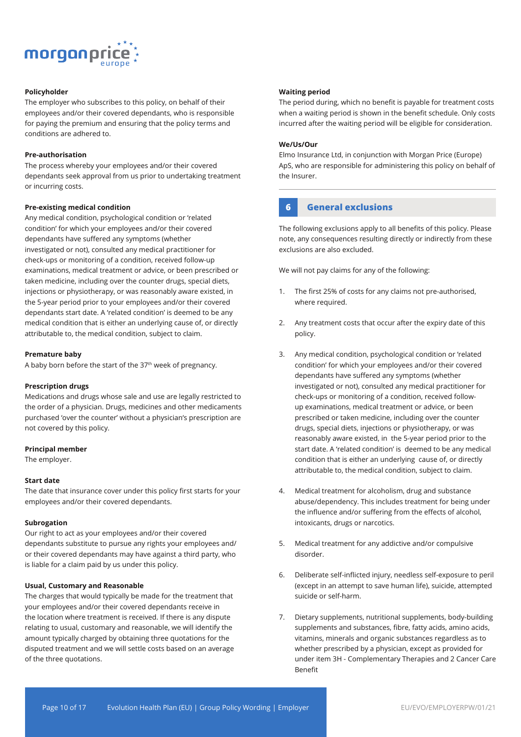**Policyholder**

The employer who subscribes to this policy, on behalf of their employees and/or their covered dependants, who is responsible for paying the premium and ensuring that the policy terms and conditions are adhered to.

**Pre-authorisation**

The process whereby your employees and/or their covered dependants seek approval from us prior to undertaking treatment or incurring costs.

**Pre-existing medical condition**

Any medical condition, psychological condition or 'related condition' for which your employees and/or their covered dependants have suffered any symptoms (whether investigated or not), consulted any medical practitioner for check-ups or monitoring of a condition, received follow-up examinations, medical treatment or advice, or been prescribed or taken medicine, including over the counter drugs, special diets, injections or physiotherapy, or was reasonably aware existed, in the 5-year period prior to your employees and/or their covered dependants start date. A 'related condition' is deemed to be any medical condition that is either an underlying cause of, or directly attributable to, the medical condition, subject to claim.

**Premature baby**

A baby born before the start of the 37th week of pregnancy.

**Prescription drugs**

Medications and drugs whose sale and use are legally restricted to the order of a physician. Drugs, medicines and other medicaments purchased 'over the counter' without a physician's prescription are not covered by this policy.

**Principal member**

The employer.

**Start date**

The date that insurance cover under this policy first starts for your employees and/or their covered dependants.

**Subrogation**

Our right to act as your employees and/or their covered dependants substitute to pursue any rights your employees and/or their covered dependants may have against a third party, who is liable for a claim paid by us under this policy.

**Usual, Customary and Reasonable**

The charges that would typically be made for the treatment that your employees and/or their covered dependants receive in the location where treatment is received. If there is any dispute relating to usual, customary and reasonable, we will identify the amount typically charged by obtaining three quotations for the disputed treatment and we will settle costs based on an average of the three quotations.

**Waiting period**

The period during, which no benefit is payable for treatment costs when a waiting period is shown in the benefit schedule. Only costs incurred after the waiting period will be eligible for consideration.

**We/Us/Our**

Elmo Insurance Ltd, in conjunction with Morgan Price (Europe) ApS, who are responsible for administering this policy on behalf of the Insurer.

## 6 General exclusions

The following exclusions apply to all benefits of this policy. Please note, any consequences resulting directly or indirectly from these exclusions are also excluded.

We will not pay claims for any of the following:

1. The first 25% of costs for any claims not pre-authorised, where required.
2. Any treatment costs that occur after the expiry date of this policy.
3. Any medical condition, psychological condition or 'related condition' for which your employees and/or their covered dependants have suffered any symptoms (whether investigated or not), consulted any medical practitioner for check-ups or monitoring of a condition, received follow-up examinations, medical treatment or advice, or been prescribed or taken medicine, including over the counter drugs, special diets, injections or physiotherapy, or was reasonably aware existed, in the 5-year period prior to the start date. A 'related condition' is deemed to be any medical condition that is either an underlying cause of, or directly attributable to, the medical condition, subject to claim.
4. Medical treatment for alcoholism, drug and substance abuse/dependency. This includes treatment for being under the influence and/or suffering from the effects of alcohol, intoxicants, drugs or narcotics.
5. Medical treatment for any addictive and/or compulsive disorder.
6. Deliberate self-inflicted injury, needless self-exposure to peril (except in an attempt to save human life), suicide, attempted suicide or self-harm.
7. Dietary supplements, nutritional supplements, body-building supplements and substances, fibre, fatty acids, amino acids, vitamins, minerals and organic substances regardless as to whether prescribed by a physician, except as provided for under item 3H - Complementary Therapies and 2 Cancer Care Benefit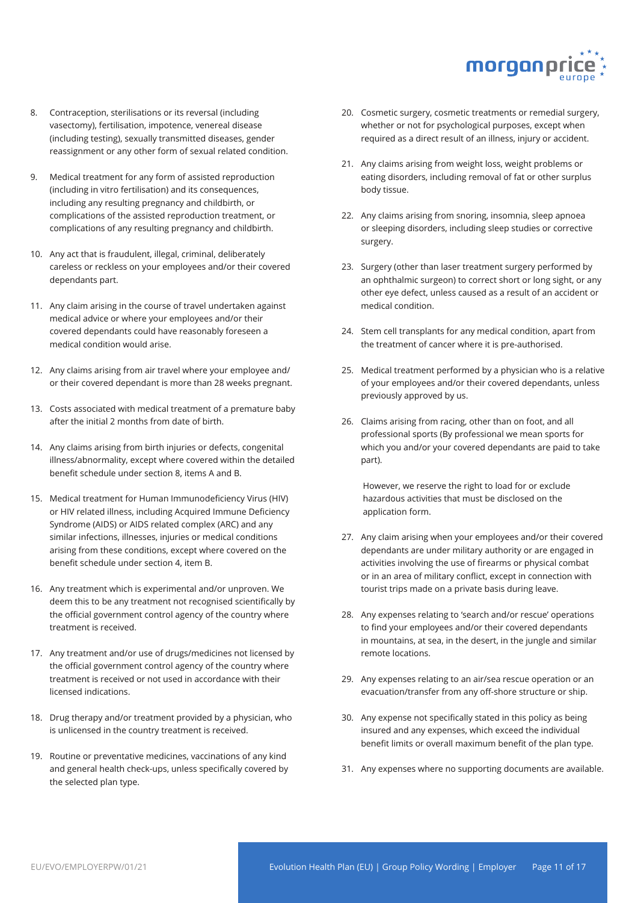8. Contraception, sterilisations or its reversal (including vasectomy), fertilisation, impotence, venereal disease (including testing), sexually transmitted diseases, gender reassignment or any other form of sexual related condition.

9. Medical treatment for any form of assisted reproduction (including in vitro fertilisation) and its consequences, including any resulting pregnancy and childbirth, or complications of the assisted reproduction treatment, or complications of any resulting pregnancy and childbirth.

10. Any act that is fraudulent, illegal, criminal, deliberately careless or reckless on your employees and/or their covered dependants part.

11. Any claim arising in the course of travel undertaken against medical advice or where your employees and/or their covered dependants could have reasonably foreseen a medical condition would arise.

12. Any claims arising from air travel where your employee and/or their covered dependant is more than 28 weeks pregnant.

13. Costs associated with medical treatment of a premature baby after the initial 2 months from date of birth.

14. Any claims arising from birth injuries or defects, congenital illness/abnormality, except where covered within the detailed benefit schedule under section 8, items A and B.

15. Medical treatment for Human Immunodeficiency Virus (HIV) or HIV related illness, including Acquired Immune Deficiency Syndrome (AIDS) or AIDS related complex (ARC) and any similar infections, illnesses, injuries or medical conditions arising from these conditions, except where covered on the benefit schedule under section 4, item B.

16. Any treatment which is experimental and/or unproven. We deem this to be any treatment not recognised scientifically by the official government control agency of the country where treatment is received.

17. Any treatment and/or use of drugs/medicines not licensed by the official government control agency of the country where treatment is received or not used in accordance with their licensed indications.

18. Drug therapy and/or treatment provided by a physician, who is unlicensed in the country treatment is received.

19. Routine or preventative medicines, vaccinations of any kind and general health check-ups, unless specifically covered by the selected plan type.

20. Cosmetic surgery, cosmetic treatments or remedial surgery, whether or not for psychological purposes, except when required as a direct result of an illness, injury or accident.

21. Any claims arising from weight loss, weight problems or eating disorders, including removal of fat or other surplus body tissue.

22. Any claims arising from snoring, insomnia, sleep apnoea or sleeping disorders, including sleep studies or corrective surgery.

23. Surgery (other than laser treatment surgery performed by an ophthalmic surgeon) to correct short or long sight, or any other eye defect, unless caused as a result of an accident or medical condition.

24. Stem cell transplants for any medical condition, apart from the treatment of cancer where it is pre-authorised.

25. Medical treatment performed by a physician who is a relative of your employees and/or their covered dependants, unless previously approved by us.

26. Claims arising from racing, other than on foot, and all professional sports (By professional we mean sports for which you and/or your covered dependants are paid to take part).

    However, we reserve the right to load for or exclude hazardous activities that must be disclosed on the application form.

27. Any claim arising when your employees and/or their covered dependants are under military authority or are engaged in activities involving the use of firearms or physical combat or in an area of military conflict, except in connection with tourist trips made on a private basis during leave.

28. Any expenses relating to 'search and/or rescue' operations to find your employees and/or their covered dependants in mountains, at sea, in the desert, in the jungle and similar remote locations.

29. Any expenses relating to an air/sea rescue operation or an evacuation/transfer from any off-shore structure or ship.

30. Any expense not specifically stated in this policy as being insured and any expenses, which exceed the individual benefit limits or overall maximum benefit of the plan type.

31. Any expenses where no supporting documents are available.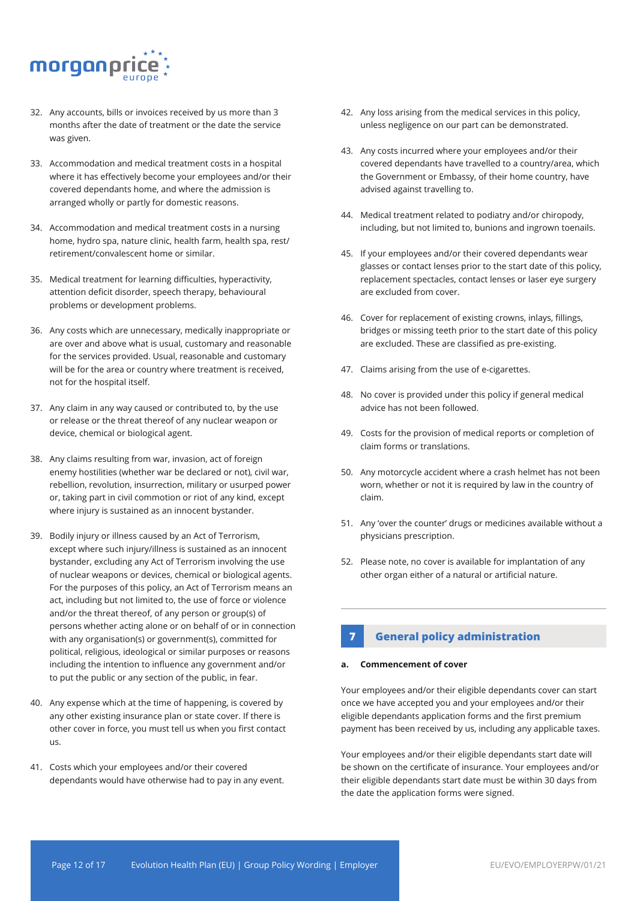32. Any accounts, bills or invoices received by us more than 3 months after the date of treatment or the date the service was given.

33. Accommodation and medical treatment costs in a hospital where it has effectively become your employees and/or their covered dependants home, and where the admission is arranged wholly or partly for domestic reasons.

34. Accommodation and medical treatment costs in a nursing home, hydro spa, nature clinic, health farm, health spa, rest/ retirement/convalescent home or similar.

35. Medical treatment for learning difficulties, hyperactivity, attention deficit disorder, speech therapy, behavioural problems or development problems.

36. Any costs which are unnecessary, medically inappropriate or are over and above what is usual, customary and reasonable for the services provided. Usual, reasonable and customary will be for the area or country where treatment is received, not for the hospital itself.

37. Any claim in any way caused or contributed to, by the use or release or the threat thereof of any nuclear weapon or device, chemical or biological agent.

38. Any claims resulting from war, invasion, act of foreign enemy hostilities (whether war be declared or not), civil war, rebellion, revolution, insurrection, military or usurped power or, taking part in civil commotion or riot of any kind, except where injury is sustained as an innocent bystander.

39. Bodily injury or illness caused by an Act of Terrorism, except where such injury/illness is sustained as an innocent bystander, excluding any Act of Terrorism involving the use of nuclear weapons or devices, chemical or biological agents. For the purposes of this policy, an Act of Terrorism means an act, including but not limited to, the use of force or violence and/or the threat thereof, of any person or group(s) of persons whether acting alone or on behalf of or in connection with any organisation(s) or government(s), committed for political, religious, ideological or similar purposes or reasons including the intention to influence any government and/or to put the public or any section of the public, in fear.

40. Any expense which at the time of happening, is covered by any other existing insurance plan or state cover. If there is other cover in force, you must tell us when you first contact us.

41. Costs which your employees and/or their covered dependants would have otherwise had to pay in any event.

42. Any loss arising from the medical services in this policy, unless negligence on our part can be demonstrated.

43. Any costs incurred where your employees and/or their covered dependants have travelled to a country/area, which the Government or Embassy, of their home country, have advised against travelling to.

44. Medical treatment related to podiatry and/or chiropody, including, but not limited to, bunions and ingrown toenails.

45. If your employees and/or their covered dependants wear glasses or contact lenses prior to the start date of this policy, replacement spectacles, contact lenses or laser eye surgery are excluded from cover.

46. Cover for replacement of existing crowns, inlays, fillings, bridges or missing teeth prior to the start date of this policy are excluded. These are classified as pre-existing.

47. Claims arising from the use of e-cigarettes.

48. No cover is provided under this policy if general medical advice has not been followed.

49. Costs for the provision of medical reports or completion of claim forms or translations.

50. Any motorcycle accident where a crash helmet has not been worn, whether or not it is required by law in the country of claim.

51. Any 'over the counter' drugs or medicines available without a physicians prescription.

52. Please note, no cover is available for implantation of any other organ either of a natural or artificial nature.

## 7 General policy administration

**a. Commencement of cover**

Your employees and/or their eligible dependants cover can start once we have accepted you and your employees and/or their eligible dependants application forms and the first premium payment has been received by us, including any applicable taxes.

Your employees and/or their eligible dependants start date will be shown on the certificate of insurance. Your employees and/or their eligible dependants start date must be within 30 days from the date the application forms were signed.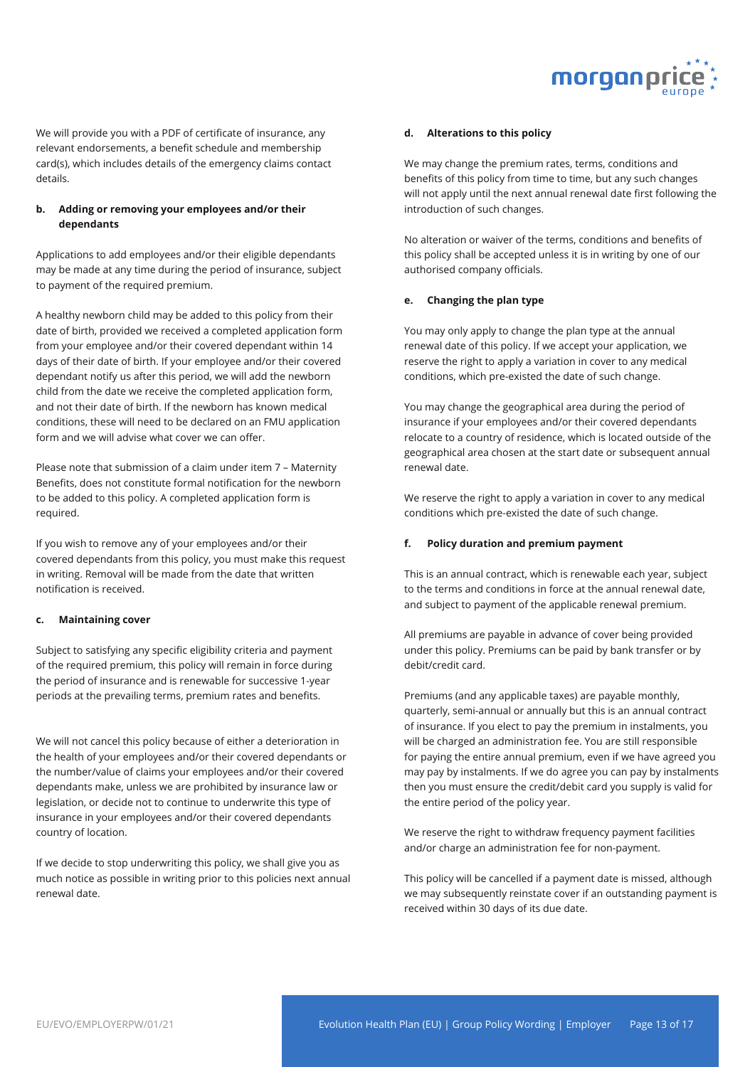We will provide you with a PDF of certificate of insurance, any relevant endorsements, a benefit schedule and membership card(s), which includes details of the emergency claims contact details.

#### b. Adding or removing your employees and/or their dependants

Applications to add employees and/or their eligible dependants may be made at any time during the period of insurance, subject to payment of the required premium.

A healthy newborn child may be added to this policy from their date of birth, provided we received a completed application form from your employee and/or their covered dependant within 14 days of their date of birth. If your employee and/or their covered dependant notify us after this period, we will add the newborn child from the date we receive the completed application form, and not their date of birth. If the newborn has known medical conditions, these will need to be declared on an FMU application form and we will advise what cover we can offer.

Please note that submission of a claim under item 7 – Maternity Benefits, does not constitute formal notification for the newborn to be added to this policy. A completed application form is required.

If you wish to remove any of your employees and/or their covered dependants from this policy, you must make this request in writing. Removal will be made from the date that written notification is received.

#### c. Maintaining cover

Subject to satisfying any specific eligibility criteria and payment of the required premium, this policy will remain in force during the period of insurance and is renewable for successive 1-year periods at the prevailing terms, premium rates and benefits.

We will not cancel this policy because of either a deterioration in the health of your employees and/or their covered dependants or the number/value of claims your employees and/or their covered dependants make, unless we are prohibited by insurance law or legislation, or decide not to continue to underwrite this type of insurance in your employees and/or their covered dependants country of location.

If we decide to stop underwriting this policy, we shall give you as much notice as possible in writing prior to this policies next annual renewal date.

#### d. Alterations to this policy

We may change the premium rates, terms, conditions and benefits of this policy from time to time, but any such changes will not apply until the next annual renewal date first following the introduction of such changes.

No alteration or waiver of the terms, conditions and benefits of this policy shall be accepted unless it is in writing by one of our authorised company officials.

#### e. Changing the plan type

You may only apply to change the plan type at the annual renewal date of this policy. If we accept your application, we reserve the right to apply a variation in cover to any medical conditions, which pre-existed the date of such change.

You may change the geographical area during the period of insurance if your employees and/or their covered dependants relocate to a country of residence, which is located outside of the geographical area chosen at the start date or subsequent annual renewal date.

We reserve the right to apply a variation in cover to any medical conditions which pre-existed the date of such change.

#### f. Policy duration and premium payment

This is an annual contract, which is renewable each year, subject to the terms and conditions in force at the annual renewal date, and subject to payment of the applicable renewal premium.

All premiums are payable in advance of cover being provided under this policy. Premiums can be paid by bank transfer or by debit/credit card.

Premiums (and any applicable taxes) are payable monthly, quarterly, semi-annual or annually but this is an annual contract of insurance. If you elect to pay the premium in instalments, you will be charged an administration fee. You are still responsible for paying the entire annual premium, even if we have agreed you may pay by instalments. If we do agree you can pay by instalments then you must ensure the credit/debit card you supply is valid for the entire period of the policy year.

We reserve the right to withdraw frequency payment facilities and/or charge an administration fee for non-payment.

This policy will be cancelled if a payment date is missed, although we may subsequently reinstate cover if an outstanding payment is received within 30 days of its due date.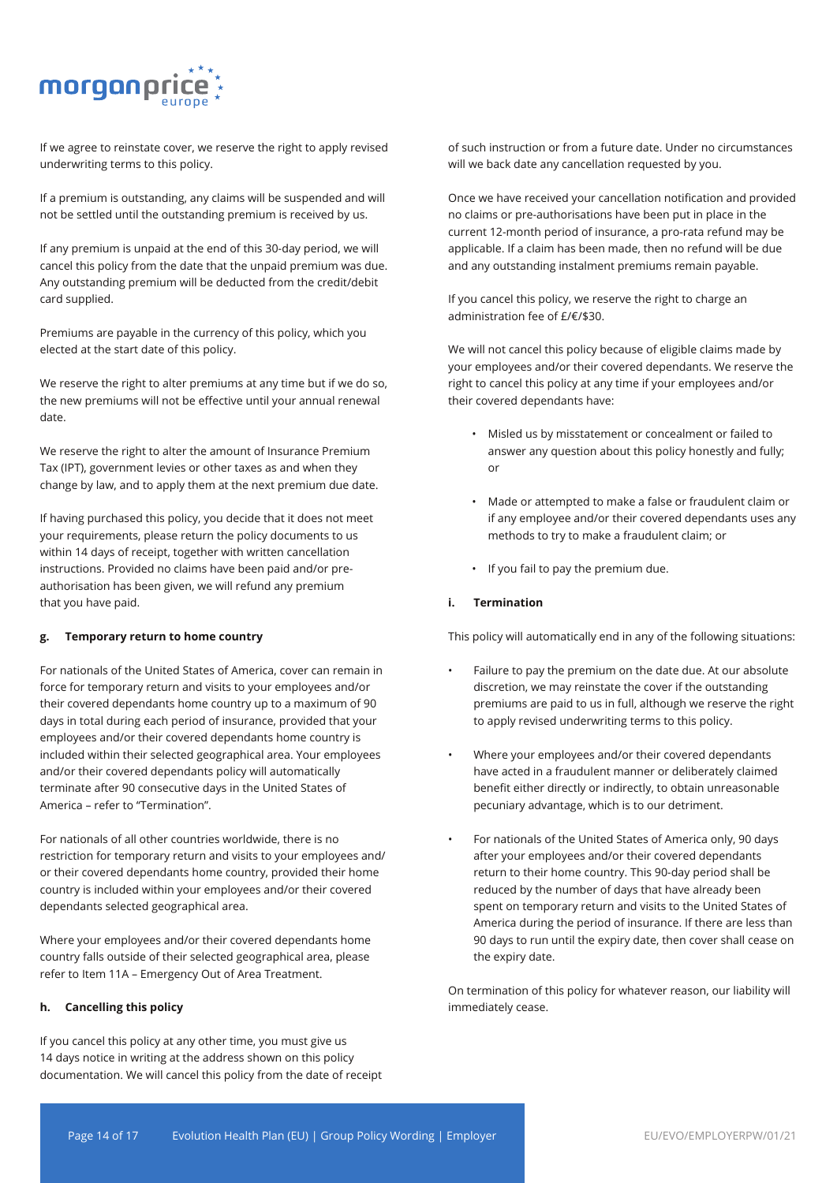If we agree to reinstate cover, we reserve the right to apply revised underwriting terms to this policy.

If a premium is outstanding, any claims will be suspended and will not be settled until the outstanding premium is received by us.

If any premium is unpaid at the end of this 30-day period, we will cancel this policy from the date that the unpaid premium was due. Any outstanding premium will be deducted from the credit/debit card supplied.

Premiums are payable in the currency of this policy, which you elected at the start date of this policy.

We reserve the right to alter premiums at any time but if we do so, the new premiums will not be effective until your annual renewal date.

We reserve the right to alter the amount of Insurance Premium Tax (IPT), government levies or other taxes as and when they change by law, and to apply them at the next premium due date.

If having purchased this policy, you decide that it does not meet your requirements, please return the policy documents to us within 14 days of receipt, together with written cancellation instructions. Provided no claims have been paid and/or pre-authorisation has been given, we will refund any premium that you have paid.

#### g. Temporary return to home country

For nationals of the United States of America, cover can remain in force for temporary return and visits to your employees and/or their covered dependants home country up to a maximum of 90 days in total during each period of insurance, provided that your employees and/or their covered dependants home country is included within their selected geographical area. Your employees and/or their covered dependants policy will automatically terminate after 90 consecutive days in the United States of America – refer to "Termination".

For nationals of all other countries worldwide, there is no restriction for temporary return and visits to your employees and/or their covered dependants home country, provided their home country is included within your employees and/or their covered dependants selected geographical area.

Where your employees and/or their covered dependants home country falls outside of their selected geographical area, please refer to Item 11A – Emergency Out of Area Treatment.

#### h. Cancelling this policy

If you cancel this policy at any other time, you must give us 14 days notice in writing at the address shown on this policy documentation. We will cancel this policy from the date of receipt of such instruction or from a future date. Under no circumstances will we back date any cancellation requested by you.

Once we have received your cancellation notification and provided no claims or pre-authorisations have been put in place in the current 12-month period of insurance, a pro-rata refund may be applicable. If a claim has been made, then no refund will be due and any outstanding instalment premiums remain payable.

If you cancel this policy, we reserve the right to charge an administration fee of £/€/$30.

We will not cancel this policy because of eligible claims made by your employees and/or their covered dependants. We reserve the right to cancel this policy at any time if your employees and/or their covered dependants have:

- Misled us by misstatement or concealment or failed to answer any question about this policy honestly and fully; or
- Made or attempted to make a false or fraudulent claim or if any employee and/or their covered dependants uses any methods to try to make a fraudulent claim; or
- If you fail to pay the premium due.

#### i. Termination

This policy will automatically end in any of the following situations:

- Failure to pay the premium on the date due. At our absolute discretion, we may reinstate the cover if the outstanding premiums are paid to us in full, although we reserve the right to apply revised underwriting terms to this policy.
- Where your employees and/or their covered dependants have acted in a fraudulent manner or deliberately claimed benefit either directly or indirectly, to obtain unreasonable pecuniary advantage, which is to our detriment.
- For nationals of the United States of America only, 90 days after your employees and/or their covered dependants return to their home country. This 90-day period shall be reduced by the number of days that have already been spent on temporary return and visits to the United States of America during the period of insurance. If there are less than 90 days to run until the expiry date, then cover shall cease on the expiry date.

On termination of this policy for whatever reason, our liability will immediately cease.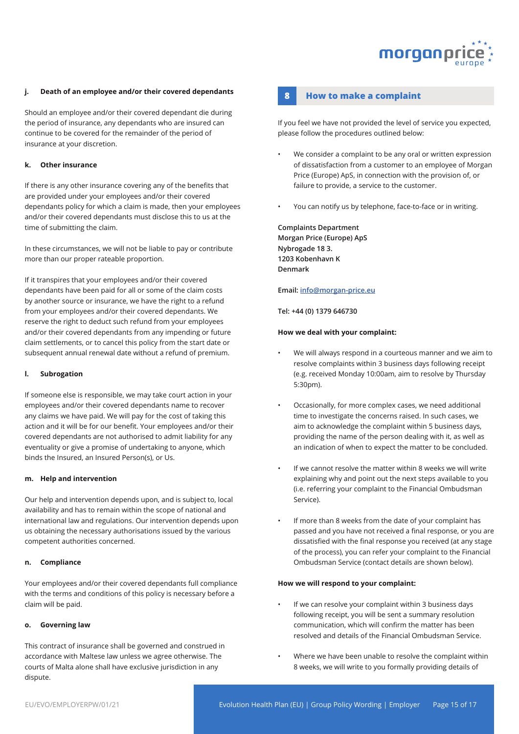#### j. Death of an employee and/or their covered dependants

Should an employee and/or their covered dependant die during the period of insurance, any dependants who are insured can continue to be covered for the remainder of the period of insurance at your discretion.

#### k. Other insurance

If there is any other insurance covering any of the benefits that are provided under your employees and/or their covered dependants policy for which a claim is made, then your employees and/or their covered dependants must disclose this to us at the time of submitting the claim.

In these circumstances, we will not be liable to pay or contribute more than our proper rateable proportion.

If it transpires that your employees and/or their covered dependants have been paid for all or some of the claim costs by another source or insurance, we have the right to a refund from your employees and/or their covered dependants. We reserve the right to deduct such refund from your employees and/or their covered dependants from any impending or future claim settlements, or to cancel this policy from the start date or subsequent annual renewal date without a refund of premium.

#### l. Subrogation

If someone else is responsible, we may take court action in your employees and/or their covered dependants name to recover any claims we have paid. We will pay for the cost of taking this action and it will be for our benefit. Your employees and/or their covered dependants are not authorised to admit liability for any eventuality or give a promise of undertaking to anyone, which binds the Insured, an Insured Person(s), or Us.

#### m. Help and intervention

Our help and intervention depends upon, and is subject to, local availability and has to remain within the scope of national and international law and regulations. Our intervention depends upon us obtaining the necessary authorisations issued by the various competent authorities concerned.

#### n. Compliance

Your employees and/or their covered dependants full compliance with the terms and conditions of this policy is necessary before a claim will be paid.

#### o. Governing law

This contract of insurance shall be governed and construed in accordance with Maltese law unless we agree otherwise. The courts of Malta alone shall have exclusive jurisdiction in any dispute.

## 8 How to make a complaint

If you feel we have not provided the level of service you expected, please follow the procedures outlined below:

- We consider a complaint to be any oral or written expression of dissatisfaction from a customer to an employee of Morgan Price (Europe) ApS, in connection with the provision of, or failure to provide, a service to the customer.
- You can notify us by telephone, face-to-face or in writing.

**Complaints Department**
**Morgan Price (Europe) ApS**
**Nybrogade 18 3.**
**1203 Kobenhavn K**
**Denmark**

**Email:** info@morgan-price.eu

**Tel: +44 (0) 1379 646730**

**How we deal with your complaint:**

- We will always respond in a courteous manner and we aim to resolve complaints within 3 business days following receipt (e.g. received Monday 10:00am, aim to resolve by Thursday 5:30pm).
- Occasionally, for more complex cases, we need additional time to investigate the concerns raised. In such cases, we aim to acknowledge the complaint within 5 business days, providing the name of the person dealing with it, as well as an indication of when to expect the matter to be concluded.
- If we cannot resolve the matter within 8 weeks we will write explaining why and point out the next steps available to you (i.e. referring your complaint to the Financial Ombudsman Service).
- If more than 8 weeks from the date of your complaint has passed and you have not received a final response, or you are dissatisfied with the final response you received (at any stage of the process), you can refer your complaint to the Financial Ombudsman Service (contact details are shown below).

**How we will respond to your complaint:**

- If we can resolve your complaint within 3 business days following receipt, you will be sent a summary resolution communication, which will confirm the matter has been resolved and details of the Financial Ombudsman Service.
- Where we have been unable to resolve the complaint within 8 weeks, we will write to you formally providing details of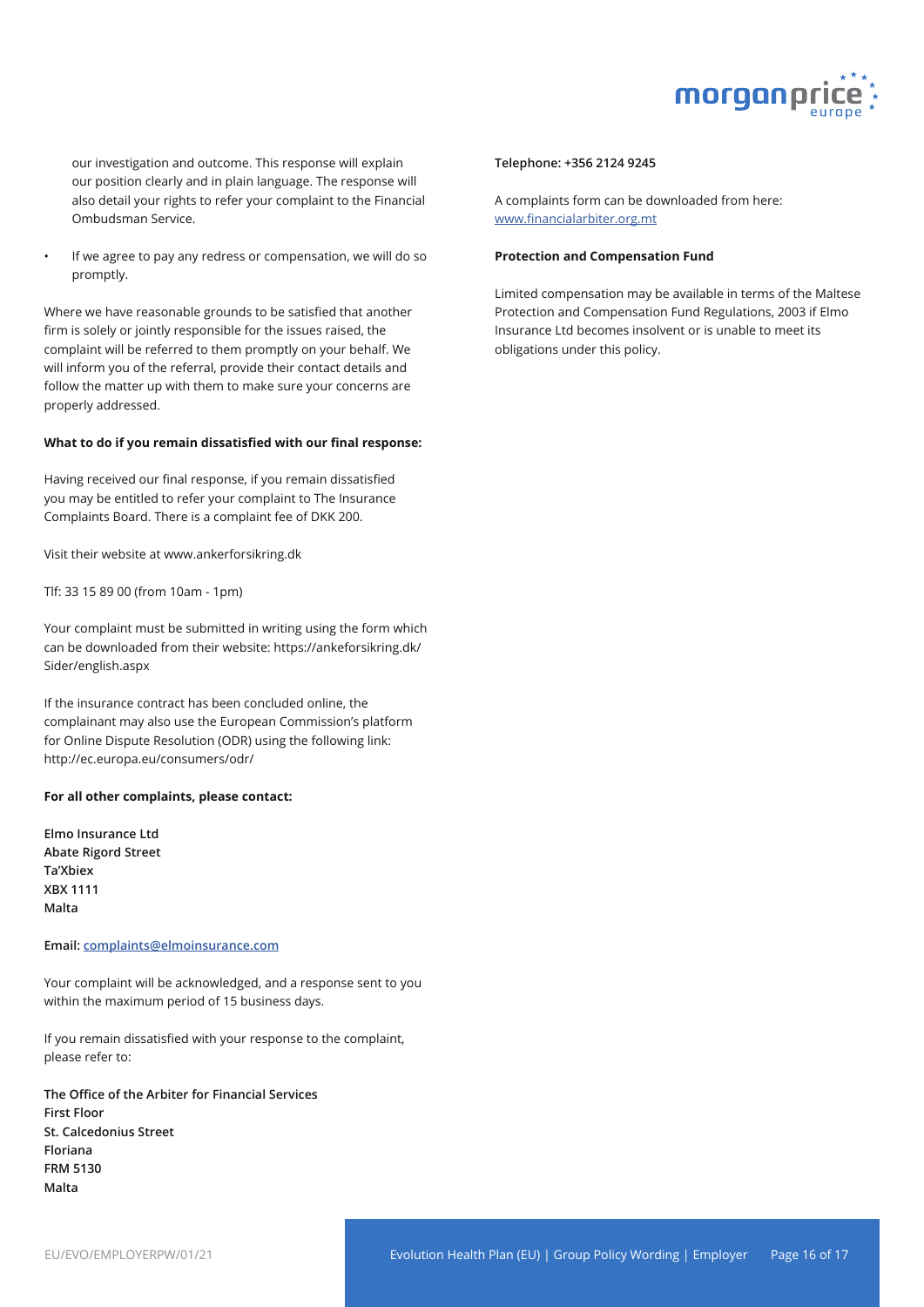our investigation and outcome. This response will explain our position clearly and in plain language. The response will also detail your rights to refer your complaint to the Financial Ombudsman Service.

- If we agree to pay any redress or compensation, we will do so promptly.

Where we have reasonable grounds to be satisfied that another firm is solely or jointly responsible for the issues raised, the complaint will be referred to them promptly on your behalf. We will inform you of the referral, provide their contact details and follow the matter up with them to make sure your concerns are properly addressed.

**What to do if you remain dissatisfied with our final response:**

Having received our final response, if you remain dissatisfied you may be entitled to refer your complaint to The Insurance Complaints Board. There is a complaint fee of DKK 200.

Visit their website at www.ankerforsikring.dk

Tlf: 33 15 89 00 (from 10am - 1pm)

Your complaint must be submitted in writing using the form which can be downloaded from their website: https://ankeforsikring.dk/Sider/english.aspx

If the insurance contract has been concluded online, the complainant may also use the European Commission's platform for Online Dispute Resolution (ODR) using the following link: http://ec.europa.eu/consumers/odr/

**For all other complaints, please contact:**

**Elmo Insurance Ltd**
**Abate Rigord Street**
**Ta'Xbiex**
**XBX 1111**
**Malta**

**Email: complaints@elmoinsurance.com**

Your complaint will be acknowledged, and a response sent to you within the maximum period of 15 business days.

If you remain dissatisfied with your response to the complaint, please refer to:

**The Office of the Arbiter for Financial Services**
**First Floor**
**St. Calcedonius Street**
**Floriana**
**FRM 5130**
**Malta**

**Telephone: +356 2124 9245**

A complaints form can be downloaded from here: www.financialarbiter.org.mt

**Protection and Compensation Fund**

Limited compensation may be available in terms of the Maltese Protection and Compensation Fund Regulations, 2003 if Elmo Insurance Ltd becomes insolvent or is unable to meet its obligations under this policy.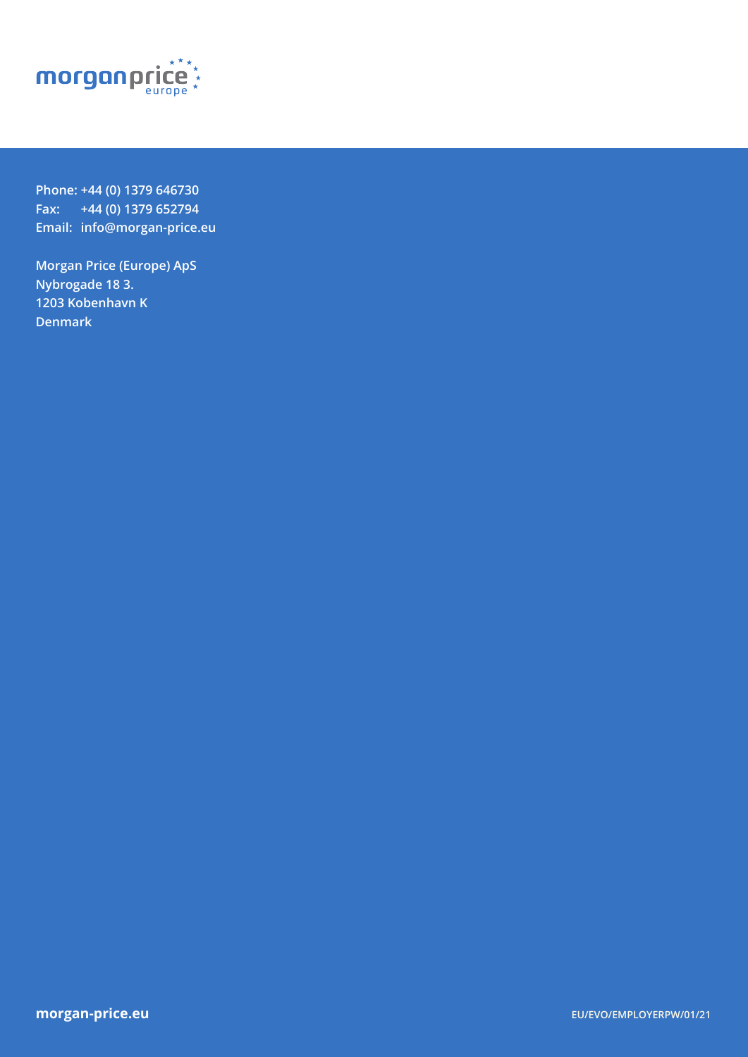morganprice europe

Phone: +44 (0) 1379 646730
Fax: +44 (0) 1379 652794
Email: info@morgan-price.eu

Morgan Price (Europe) ApS
Nybrogade 18 3.
1203 Kobenhavn K
Denmark

**morgan-price.eu**

EU/EVO/EMPLOYERPW/01/21